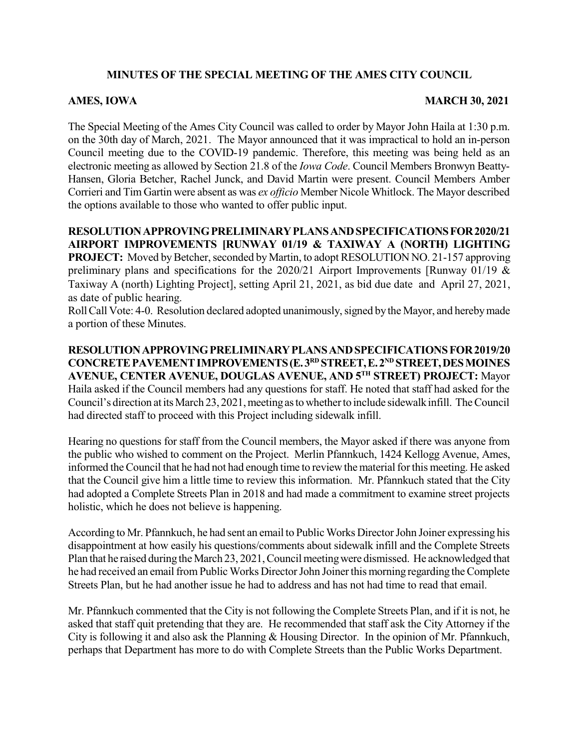**MINUTES OF THE SPECIAL MEETING OF THE AMES CITY COUNCIL**

**AMES, IOWA MARCH 30, 2021**

The Special Meeting of the Ames City Council was called to order by Mayor John Haila at 1:30 p.m. on the 30th day of March, 2021. The Mayor announced that it was impractical to hold an in-person Council meeting due to the COVID-19 pandemic. Therefore, this meeting was being held as an electronic meeting as allowed by Section 21.8 of the *Iowa Code*. Council Members Bronwyn Beatty-Hansen, Gloria Betcher, Rachel Junck, and David Martin were present. Council Members Amber Corrieri and Tim Gartin were absent as was *ex officio* Member Nicole Whitlock. The Mayor described the options available to those who wanted to offer public input.

**RESOLUTION APPROVING PRELIMINARY PLANS AND SPECIFICATIONS FOR 2020/21 AIRPORT IMPROVEMENTS [RUNWAY 01/19 & TAXIWAY A (NORTH) LIGHTING PROJECT:** Moved by Betcher, seconded by Martin, to adopt RESOLUTION NO. 21-157 approving preliminary plans and specifications for the 2020/21 Airport Improvements [Runway 01/19 & Taxiway A (north) Lighting Project], setting April 21, 2021, as bid due date and April 27, 2021, as date of public hearing.
Roll Call Vote: 4-0. Resolution declared adopted unanimously, signed by the Mayor, and hereby made a portion of these Minutes.

**RESOLUTION APPROVING PRELIMINARY PLANS AND SPECIFICATIONS FOR 2019/20 CONCRETE PAVEMENT IMPROVEMENTS (E. 3RD STREET, E. 2ND STREET, DES MOINES AVENUE, CENTER AVENUE, DOUGLAS AVENUE, AND 5TH STREET) PROJECT:** Mayor Haila asked if the Council members had any questions for staff. He noted that staff had asked for the Council's direction at its March 23, 2021, meeting as to whether to include sidewalk infill. The Council had directed staff to proceed with this Project including sidewalk infill.

Hearing no questions for staff from the Council members, the Mayor asked if there was anyone from the public who wished to comment on the Project. Merlin Pfannkuch, 1424 Kellogg Avenue, Ames, informed the Council that he had not had enough time to review the material for this meeting. He asked that the Council give him a little time to review this information. Mr. Pfannkuch stated that the City had adopted a Complete Streets Plan in 2018 and had made a commitment to examine street projects holistic, which he does not believe is happening.

According to Mr. Pfannkuch, he had sent an email to Public Works Director John Joiner expressing his disappointment at how easily his questions/comments about sidewalk infill and the Complete Streets Plan that he raised during the March 23, 2021, Council meeting were dismissed. He acknowledged that he had received an email from Public Works Director John Joiner this morning regarding the Complete Streets Plan, but he had another issue he had to address and has not had time to read that email.

Mr. Pfannkuch commented that the City is not following the Complete Streets Plan, and if it is not, he asked that staff quit pretending that they are. He recommended that staff ask the City Attorney if the City is following it and also ask the Planning & Housing Director. In the opinion of Mr. Pfannkuch, perhaps that Department has more to do with Complete Streets than the Public Works Department.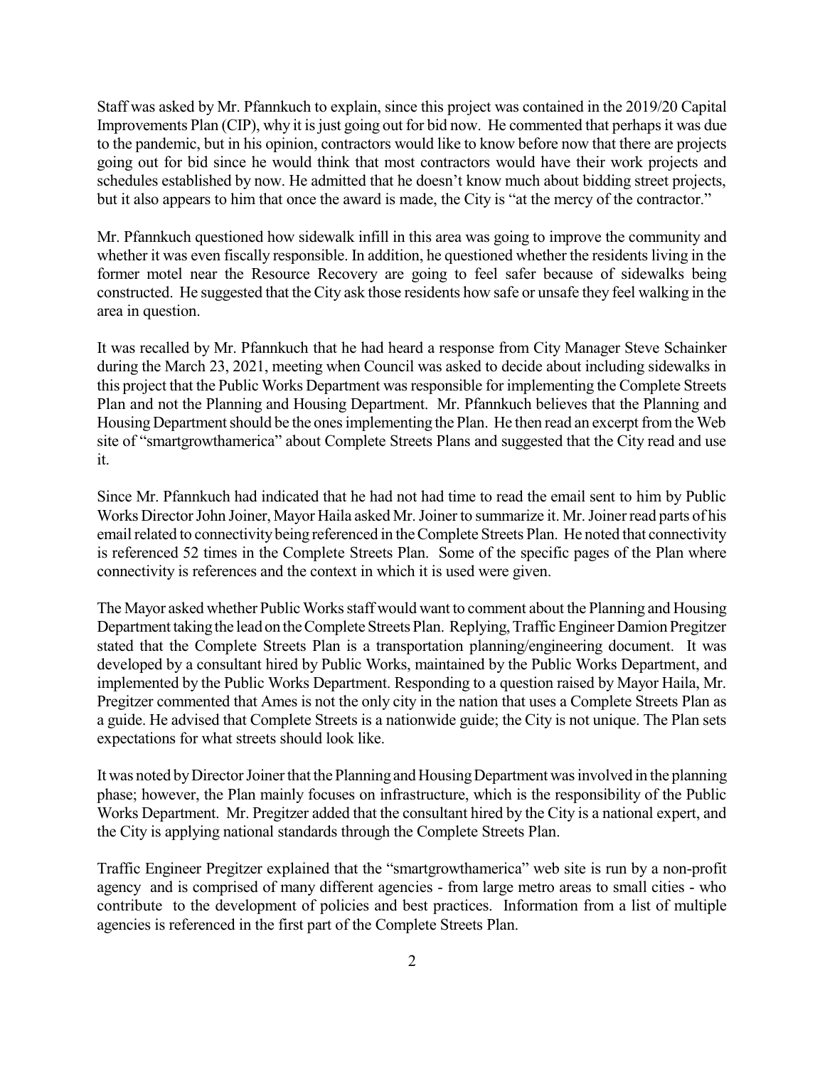Staff was asked by Mr. Pfannkuch to explain, since this project was contained in the 2019/20 Capital Improvements Plan (CIP), why it is just going out for bid now. He commented that perhaps it was due to the pandemic, but in his opinion, contractors would like to know before now that there are projects going out for bid since he would think that most contractors would have their work projects and schedules established by now. He admitted that he doesn't know much about bidding street projects, but it also appears to him that once the award is made, the City is "at the mercy of the contractor."

Mr. Pfannkuch questioned how sidewalk infill in this area was going to improve the community and whether it was even fiscally responsible. In addition, he questioned whether the residents living in the former motel near the Resource Recovery are going to feel safer because of sidewalks being constructed. He suggested that the City ask those residents how safe or unsafe they feel walking in the area in question.

It was recalled by Mr. Pfannkuch that he had heard a response from City Manager Steve Schainker during the March 23, 2021, meeting when Council was asked to decide about including sidewalks in this project that the Public Works Department was responsible for implementing the Complete Streets Plan and not the Planning and Housing Department. Mr. Pfannkuch believes that the Planning and Housing Department should be the ones implementing the Plan. He then read an excerpt from the Web site of "smartgrowthamerica" about Complete Streets Plans and suggested that the City read and use it.

Since Mr. Pfannkuch had indicated that he had not had time to read the email sent to him by Public Works Director John Joiner, Mayor Haila asked Mr. Joiner to summarize it. Mr. Joiner read parts of his email related to connectivity being referenced in the Complete Streets Plan. He noted that connectivity is referenced 52 times in the Complete Streets Plan. Some of the specific pages of the Plan where connectivity is references and the context in which it is used were given.

The Mayor asked whether Public Works staff would want to comment about the Planning and Housing Department taking the lead on the Complete Streets Plan. Replying, Traffic Engineer Damion Pregitzer stated that the Complete Streets Plan is a transportation planning/engineering document. It was developed by a consultant hired by Public Works, maintained by the Public Works Department, and implemented by the Public Works Department. Responding to a question raised by Mayor Haila, Mr. Pregitzer commented that Ames is not the only city in the nation that uses a Complete Streets Plan as a guide. He advised that Complete Streets is a nationwide guide; the City is not unique. The Plan sets expectations for what streets should look like.

It was noted by Director Joiner that the Planning and Housing Department was involved in the planning phase; however, the Plan mainly focuses on infrastructure, which is the responsibility of the Public Works Department. Mr. Pregitzer added that the consultant hired by the City is a national expert, and the City is applying national standards through the Complete Streets Plan.

Traffic Engineer Pregitzer explained that the "smartgrowthamerica" web site is run by a non-profit agency and is comprised of many different agencies - from large metro areas to small cities - who contribute to the development of policies and best practices. Information from a list of multiple agencies is referenced in the first part of the Complete Streets Plan.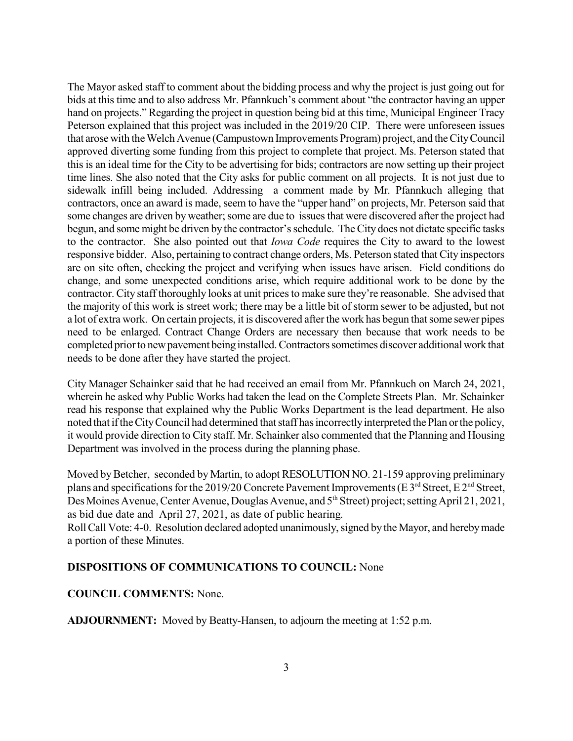The Mayor asked staff to comment about the bidding process and why the project is just going out for bids at this time and to also address Mr. Pfannkuch's comment about "the contractor having an upper hand on projects." Regarding the project in question being bid at this time, Municipal Engineer Tracy Peterson explained that this project was included in the 2019/20 CIP. There were unforeseen issues that arose with the Welch Avenue (Campustown Improvements Program) project, and the City Council approved diverting some funding from this project to complete that project. Ms. Peterson stated that this is an ideal time for the City to be advertising for bids; contractors are now setting up their project time lines. She also noted that the City asks for public comment on all projects. It is not just due to sidewalk infill being included. Addressing a comment made by Mr. Pfannkuch alleging that contractors, once an award is made, seem to have the "upper hand" on projects, Mr. Peterson said that some changes are driven by weather; some are due to issues that were discovered after the project had begun, and some might be driven by the contractor's schedule. The City does not dictate specific tasks to the contractor. She also pointed out that *Iowa Code* requires the City to award to the lowest responsive bidder. Also, pertaining to contract change orders, Ms. Peterson stated that City inspectors are on site often, checking the project and verifying when issues have arisen. Field conditions do change, and some unexpected conditions arise, which require additional work to be done by the contractor. City staff thoroughly looks at unit prices to make sure they're reasonable. She advised that the majority of this work is street work; there may be a little bit of storm sewer to be adjusted, but not a lot of extra work. On certain projects, it is discovered after the work has begun that some sewer pipes need to be enlarged. Contract Change Orders are necessary then because that work needs to be completed prior to new pavement being installed. Contractors sometimes discover additional work that needs to be done after they have started the project.

City Manager Schainker said that he had received an email from Mr. Pfannkuch on March 24, 2021, wherein he asked why Public Works had taken the lead on the Complete Streets Plan. Mr. Schainker read his response that explained why the Public Works Department is the lead department. He also noted that if the City Council had determined that staff has incorrectly interpreted the Plan or the policy, it would provide direction to City staff. Mr. Schainker also commented that the Planning and Housing Department was involved in the process during the planning phase.

Moved by Betcher, seconded by Martin, to adopt RESOLUTION NO. 21-159 approving preliminary plans and specifications for the 2019/20 Concrete Pavement Improvements (E 3rd Street, E 2nd Street, Des Moines Avenue, Center Avenue, Douglas Avenue, and 5th Street) project; setting April 21, 2021, as bid due date and April 27, 2021, as date of public hearing.
Roll Call Vote: 4-0. Resolution declared adopted unanimously, signed by the Mayor, and hereby made a portion of these Minutes.

**DISPOSITIONS OF COMMUNICATIONS TO COUNCIL:** None

**COUNCIL COMMENTS:** None.

**ADJOURNMENT:** Moved by Beatty-Hansen, to adjourn the meeting at 1:52 p.m.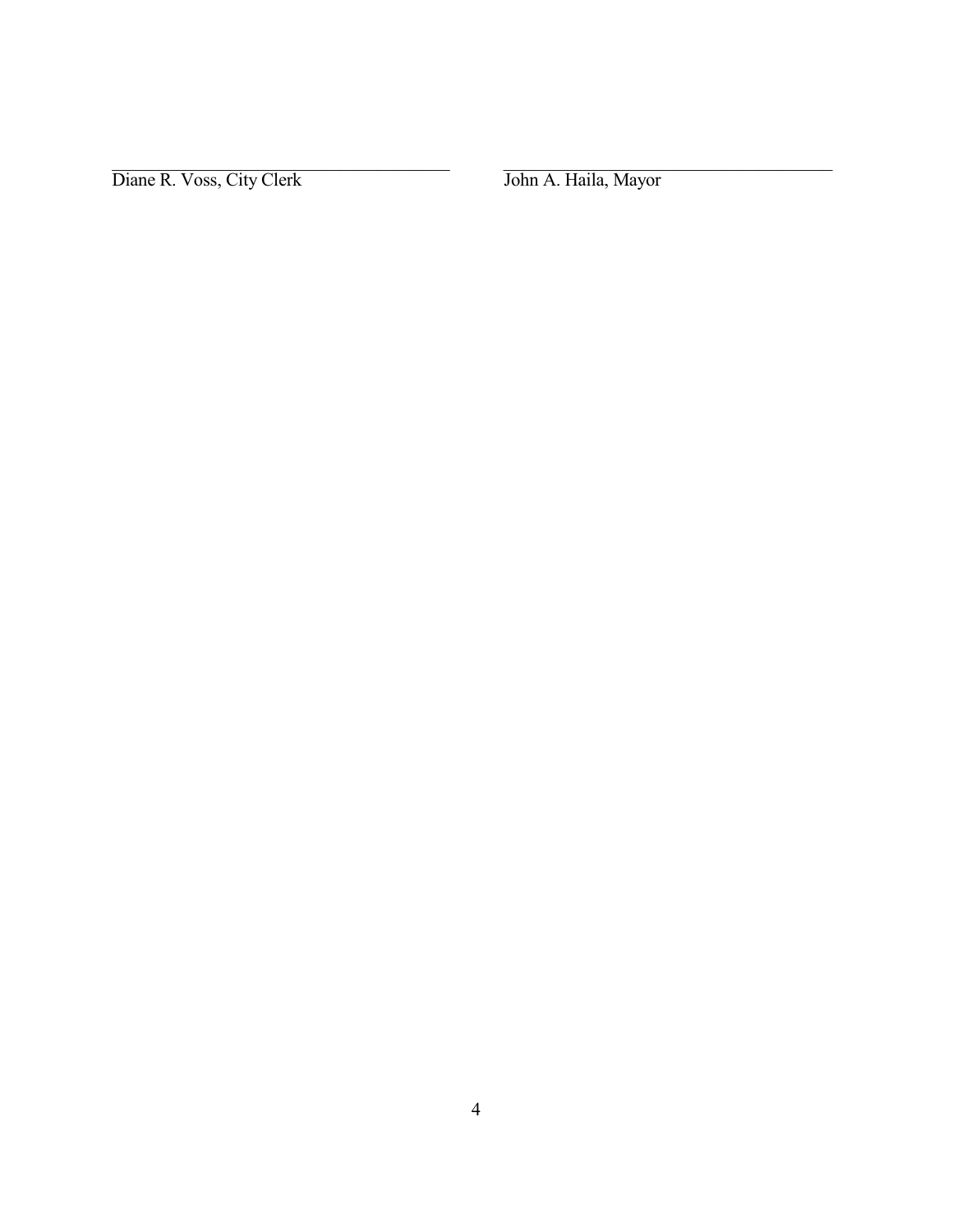\_\_\_\_\_\_\_\_\_\_\_\_\_\_\_\_\_\_\_\_\_\_\_\_\_\_\_\_\_\_\_\_\_\_\_\_
Diane R. Voss, City Clerk

\_\_\_\_\_\_\_\_\_\_\_\_\_\_\_\_\_\_\_\_\_\_\_\_\_\_\_\_\_\_\_\_\_\_\_\_
John A. Haila, Mayor